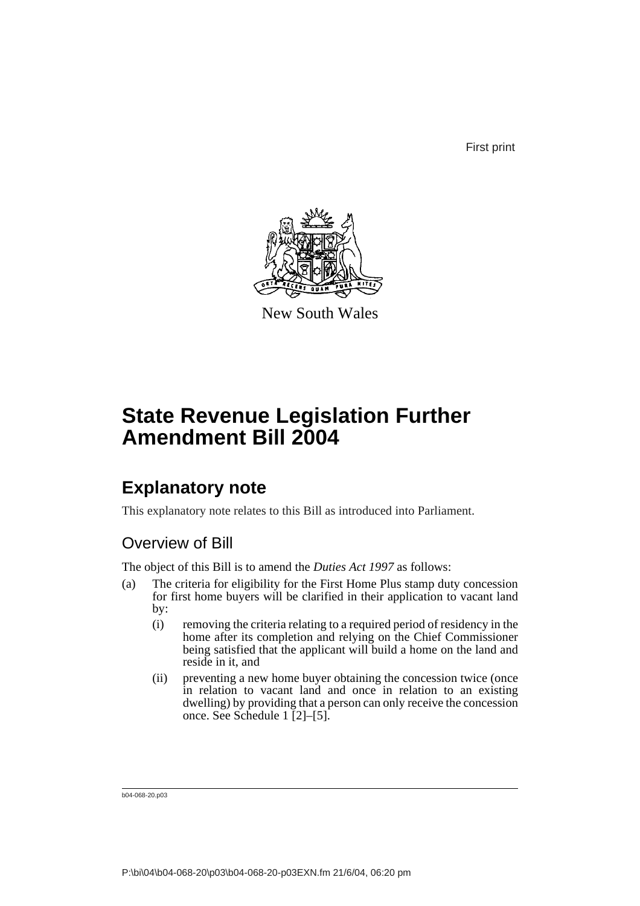First print

New South Wales

# State Revenue Legislation Further Amendment Bill 2004

## Explanatory note

This explanatory note relates to this Bill as introduced into Parliament.

### Overview of Bill

The object of this Bill is to amend the *Duties Act 1997* as follows:

(a) The criteria for eligibility for the First Home Plus stamp duty concession for first home buyers will be clarified in their application to vacant land by:

  (i) removing the criteria relating to a required period of residency in the home after its completion and relying on the Chief Commissioner being satisfied that the applicant will build a home on the land and reside in it, and

  (ii) preventing a new home buyer obtaining the concession twice (once in relation to vacant land and once in relation to an existing dwelling) by providing that a person can only receive the concession once. See Schedule 1 [2]–[5].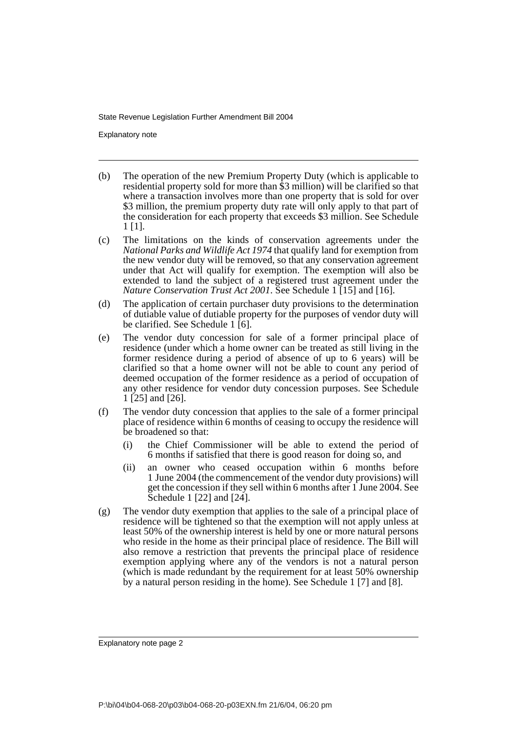(b) The operation of the new Premium Property Duty (which is applicable to residential property sold for more than $3 million) will be clarified so that where a transaction involves more than one property that is sold for over $3 million, the premium property duty rate will only apply to that part of the consideration for each property that exceeds $3 million. See Schedule 1 [1].

(c) The limitations on the kinds of conservation agreements under the *National Parks and Wildlife Act 1974* that qualify land for exemption from the new vendor duty will be removed, so that any conservation agreement under that Act will qualify for exemption. The exemption will also be extended to land the subject of a registered trust agreement under the *Nature Conservation Trust Act 2001*. See Schedule 1 [15] and [16].

(d) The application of certain purchaser duty provisions to the determination of dutiable value of dutiable property for the purposes of vendor duty will be clarified. See Schedule 1 [6].

(e) The vendor duty concession for sale of a former principal place of residence (under which a home owner can be treated as still living in the former residence during a period of absence of up to 6 years) will be clarified so that a home owner will not be able to count any period of deemed occupation of the former residence as a period of occupation of any other residence for vendor duty concession purposes. See Schedule 1 [25] and [26].

(f) The vendor duty concession that applies to the sale of a former principal place of residence within 6 months of ceasing to occupy the residence will be broadened so that:

   (i) the Chief Commissioner will be able to extend the period of 6 months if satisfied that there is good reason for doing so, and

   (ii) an owner who ceased occupation within 6 months before 1 June 2004 (the commencement of the vendor duty provisions) will get the concession if they sell within 6 months after 1 June 2004. See Schedule 1 [22] and [24].

(g) The vendor duty exemption that applies to the sale of a principal place of residence will be tightened so that the exemption will not apply unless at least 50% of the ownership interest is held by one or more natural persons who reside in the home as their principal place of residence. The Bill will also remove a restriction that prevents the principal place of residence exemption applying where any of the vendors is not a natural person (which is made redundant by the requirement for at least 50% ownership by a natural person residing in the home). See Schedule 1 [7] and [8].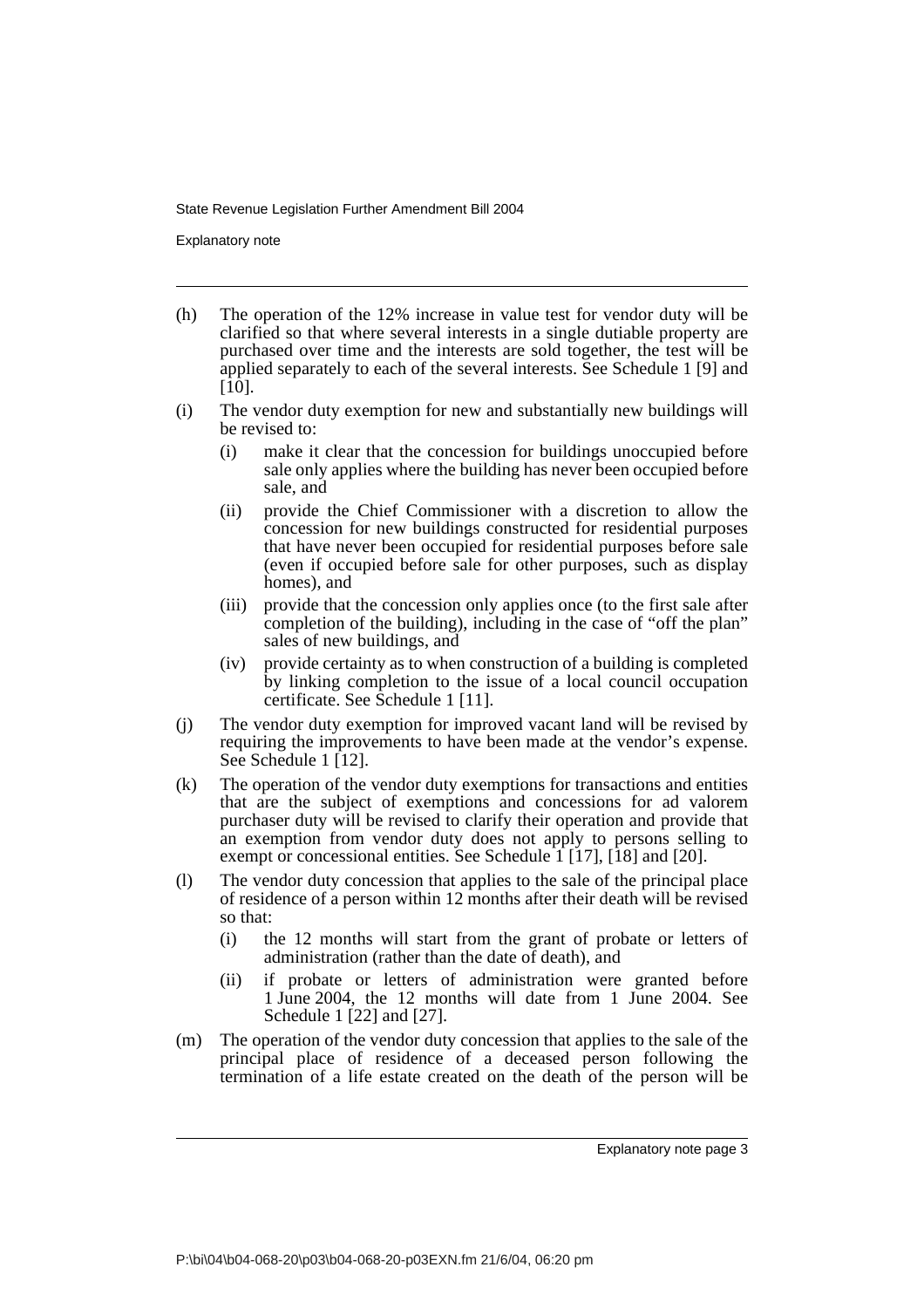(h) The operation of the 12% increase in value test for vendor duty will be clarified so that where several interests in a single dutiable property are purchased over time and the interests are sold together, the test will be applied separately to each of the several interests. See Schedule 1 [9] and [10].

(i) The vendor duty exemption for new and substantially new buildings will be revised to:

   (i) make it clear that the concession for buildings unoccupied before sale only applies where the building has never been occupied before sale, and

   (ii) provide the Chief Commissioner with a discretion to allow the concession for new buildings constructed for residential purposes that have never been occupied for residential purposes before sale (even if occupied before sale for other purposes, such as display homes), and

   (iii) provide that the concession only applies once (to the first sale after completion of the building), including in the case of "off the plan" sales of new buildings, and

   (iv) provide certainty as to when construction of a building is completed by linking completion to the issue of a local council occupation certificate. See Schedule 1 [11].

(j) The vendor duty exemption for improved vacant land will be revised by requiring the improvements to have been made at the vendor's expense. See Schedule 1 [12].

(k) The operation of the vendor duty exemptions for transactions and entities that are the subject of exemptions and concessions for ad valorem purchaser duty will be revised to clarify their operation and provide that an exemption from vendor duty does not apply to persons selling to exempt or concessional entities. See Schedule 1 [17], [18] and [20].

(l) The vendor duty concession that applies to the sale of the principal place of residence of a person within 12 months after their death will be revised so that:

   (i) the 12 months will start from the grant of probate or letters of administration (rather than the date of death), and

   (ii) if probate or letters of administration were granted before 1 June 2004, the 12 months will date from 1 June 2004. See Schedule 1 [22] and [27].

(m) The operation of the vendor duty concession that applies to the sale of the principal place of residence of a deceased person following the termination of a life estate created on the death of the person will be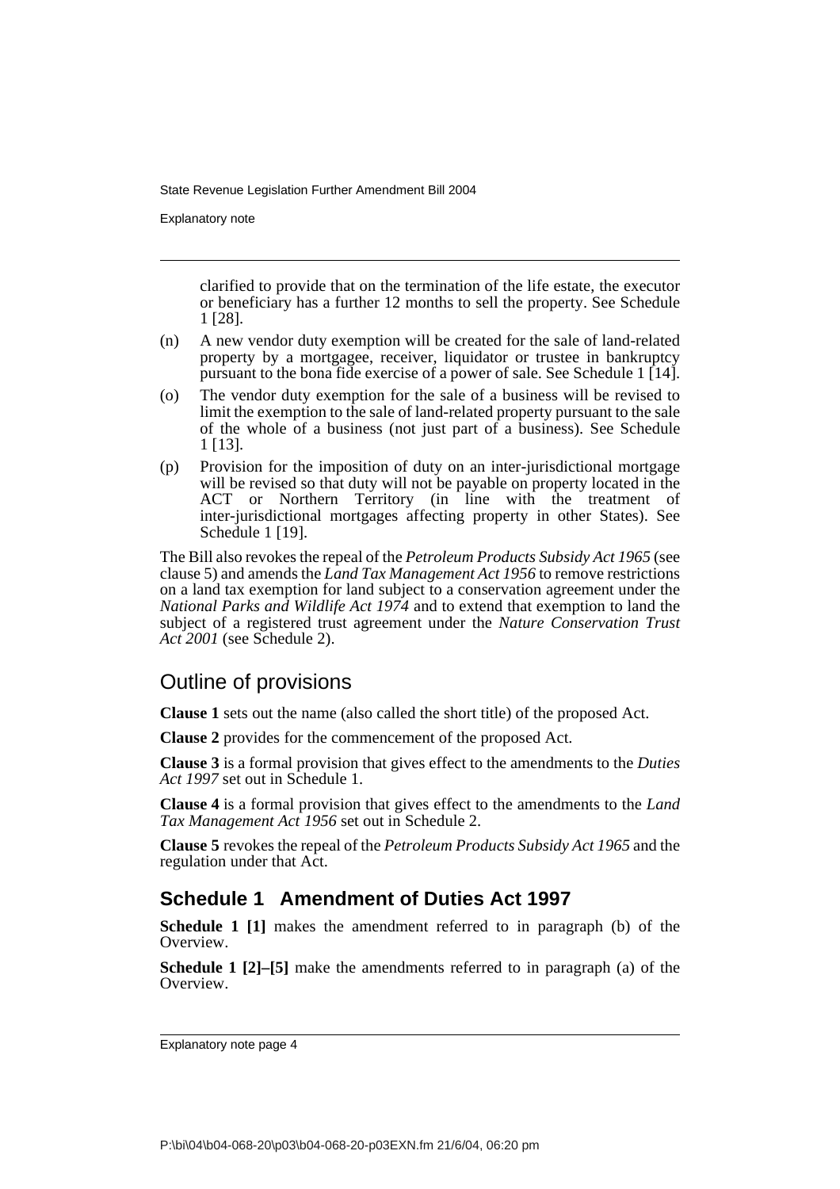clarified to provide that on the termination of the life estate, the executor or beneficiary has a further 12 months to sell the property. See Schedule 1 [28].

(n) A new vendor duty exemption will be created for the sale of land-related property by a mortgagee, receiver, liquidator or trustee in bankruptcy pursuant to the bona fide exercise of a power of sale. See Schedule 1 [14].

(o) The vendor duty exemption for the sale of a business will be revised to limit the exemption to the sale of land-related property pursuant to the sale of the whole of a business (not just part of a business). See Schedule 1 [13].

(p) Provision for the imposition of duty on an inter-jurisdictional mortgage will be revised so that duty will not be payable on property located in the ACT or Northern Territory (in line with the treatment of inter-jurisdictional mortgages affecting property in other States). See Schedule 1 [19].

The Bill also revokes the repeal of the *Petroleum Products Subsidy Act 1965* (see clause 5) and amends the *Land Tax Management Act 1956* to remove restrictions on a land tax exemption for land subject to a conservation agreement under the *National Parks and Wildlife Act 1974* and to extend that exemption to land the subject of a registered trust agreement under the *Nature Conservation Trust Act 2001* (see Schedule 2).

## Outline of provisions

**Clause 1** sets out the name (also called the short title) of the proposed Act.

**Clause 2** provides for the commencement of the proposed Act.

**Clause 3** is a formal provision that gives effect to the amendments to the *Duties Act 1997* set out in Schedule 1.

**Clause 4** is a formal provision that gives effect to the amendments to the *Land Tax Management Act 1956* set out in Schedule 2.

**Clause 5** revokes the repeal of the *Petroleum Products Subsidy Act 1965* and the regulation under that Act.

## Schedule 1 Amendment of Duties Act 1997

**Schedule 1 [1]** makes the amendment referred to in paragraph (b) of the Overview.

**Schedule 1 [2]–[5]** make the amendments referred to in paragraph (a) of the Overview.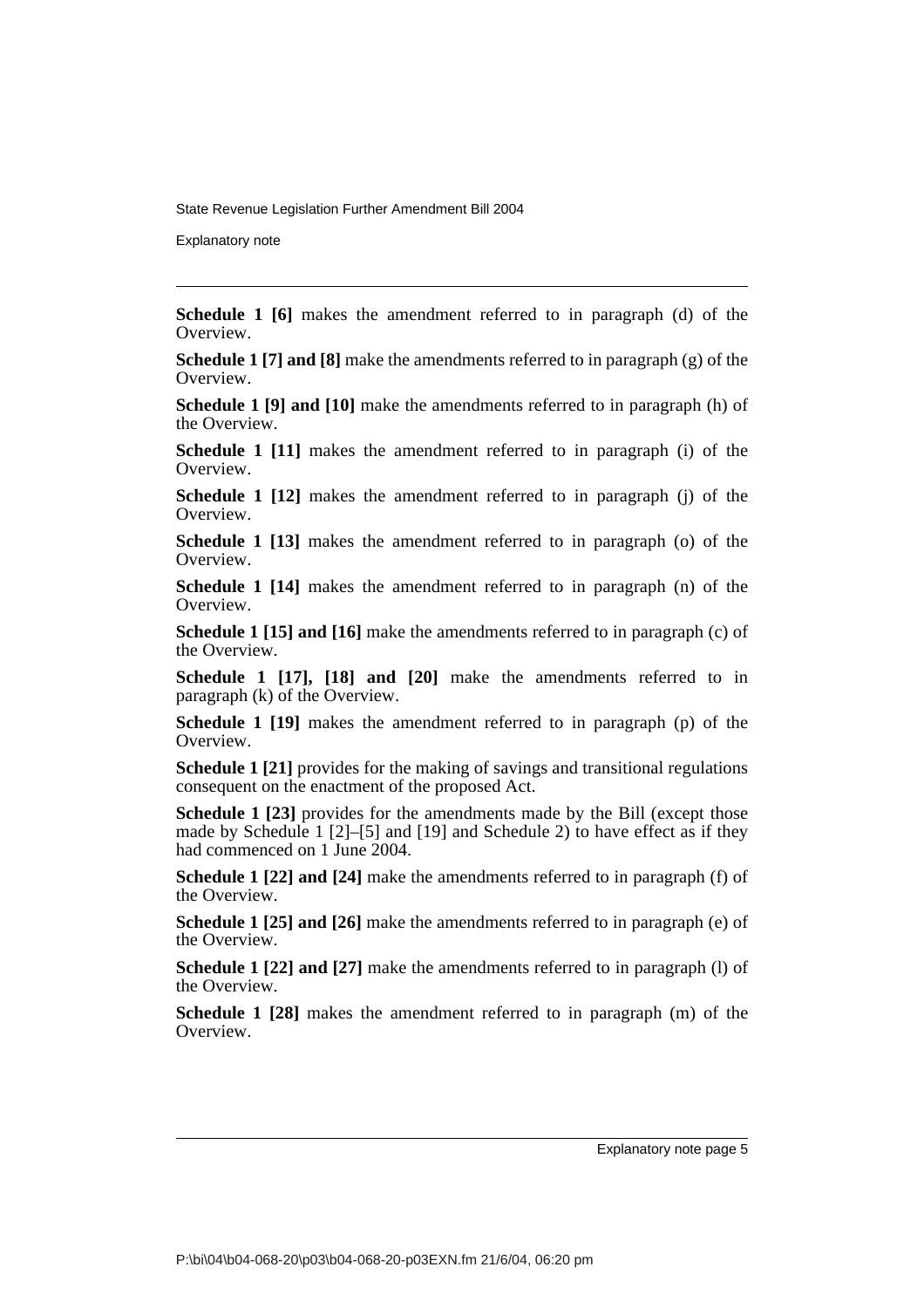**Schedule 1 [6]** makes the amendment referred to in paragraph (d) of the Overview.

**Schedule 1 [7] and [8]** make the amendments referred to in paragraph (g) of the Overview.

**Schedule 1 [9] and [10]** make the amendments referred to in paragraph (h) of the Overview.

**Schedule 1 [11]** makes the amendment referred to in paragraph (i) of the Overview.

**Schedule 1 [12]** makes the amendment referred to in paragraph (j) of the Overview.

**Schedule 1 [13]** makes the amendment referred to in paragraph (o) of the Overview.

**Schedule 1 [14]** makes the amendment referred to in paragraph (n) of the Overview.

**Schedule 1 [15] and [16]** make the amendments referred to in paragraph (c) of the Overview.

**Schedule 1 [17], [18] and [20]** make the amendments referred to in paragraph (k) of the Overview.

**Schedule 1 [19]** makes the amendment referred to in paragraph (p) of the Overview.

**Schedule 1 [21]** provides for the making of savings and transitional regulations consequent on the enactment of the proposed Act.

**Schedule 1 [23]** provides for the amendments made by the Bill (except those made by Schedule 1 [2]–[5] and [19] and Schedule 2) to have effect as if they had commenced on 1 June 2004.

**Schedule 1 [22] and [24]** make the amendments referred to in paragraph (f) of the Overview.

**Schedule 1 [25] and [26]** make the amendments referred to in paragraph (e) of the Overview.

**Schedule 1 [22] and [27]** make the amendments referred to in paragraph (l) of the Overview.

**Schedule 1 [28]** makes the amendment referred to in paragraph (m) of the Overview.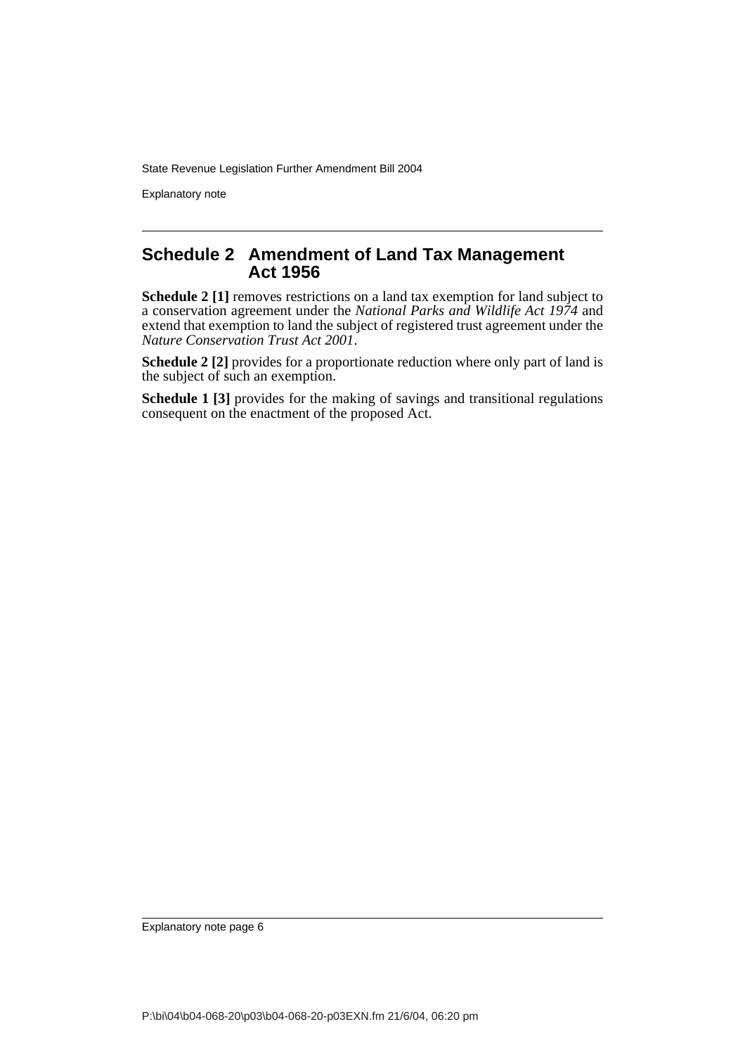## Schedule 2 Amendment of Land Tax Management Act 1956

**Schedule 2 [1]** removes restrictions on a land tax exemption for land subject to a conservation agreement under the *National Parks and Wildlife Act 1974* and extend that exemption to land the subject of registered trust agreement under the *Nature Conservation Trust Act 2001*.

**Schedule 2 [2]** provides for a proportionate reduction where only part of land is the subject of such an exemption.

**Schedule 1 [3]** provides for the making of savings and transitional regulations consequent on the enactment of the proposed Act.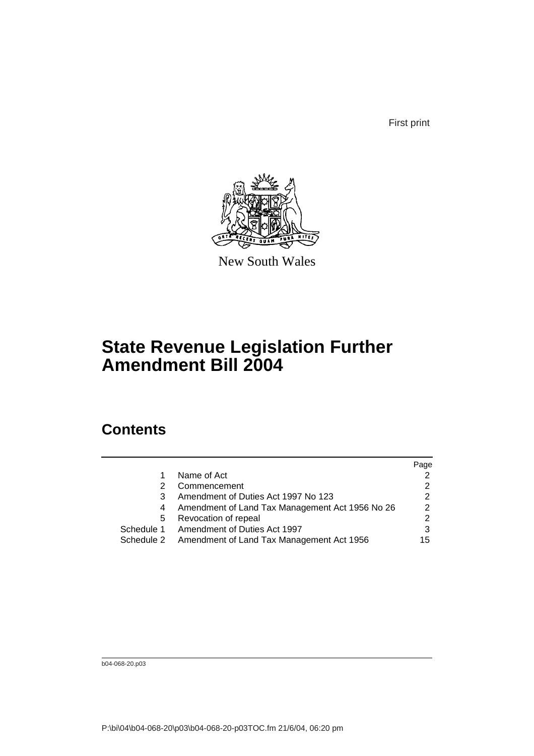First print

New South Wales

# State Revenue Legislation Further Amendment Bill 2004

## Contents

| | | Page |
|---|---|---|
| 1 | Name of Act | 2 |
| 2 | Commencement | 2 |
| 3 | Amendment of Duties Act 1997 No 123 | 2 |
| 4 | Amendment of Land Tax Management Act 1956 No 26 | 2 |
| 5 | Revocation of repeal | 2 |
| Schedule 1 | Amendment of Duties Act 1997 | 3 |
| Schedule 2 | Amendment of Land Tax Management Act 1956 | 15 |

b04-068-20.p03

P:\bi\04\b04-068-20\p03\b04-068-20-p03TOC.fm 21/6/04, 06:20 pm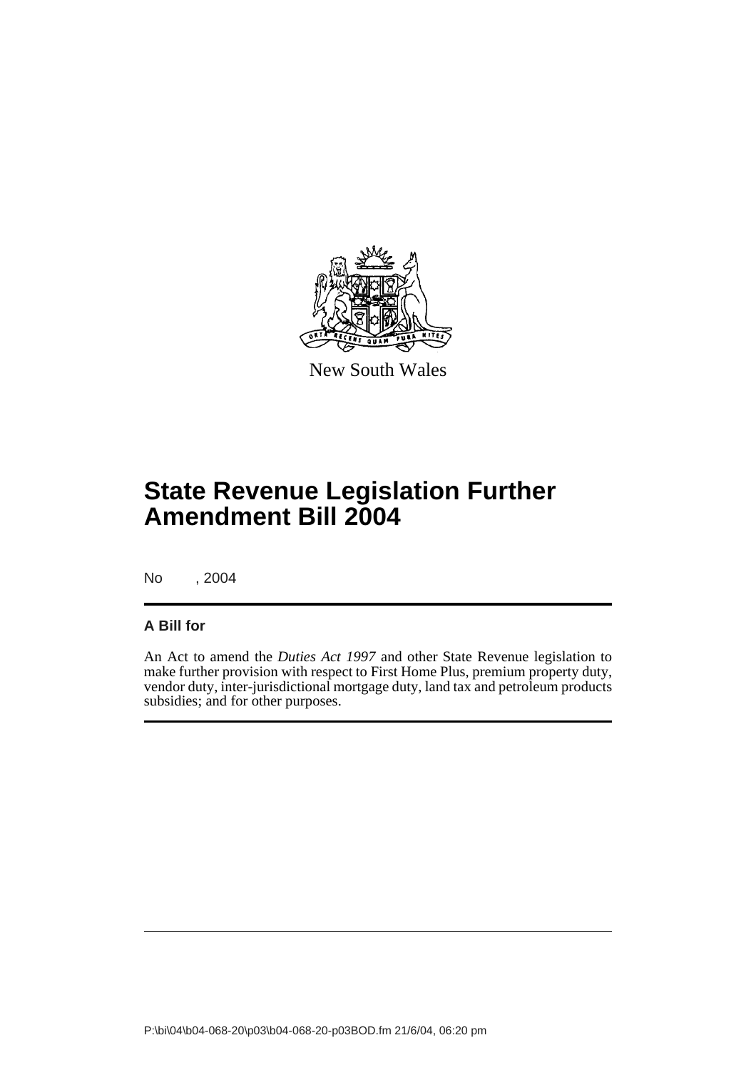New South Wales

# State Revenue Legislation Further Amendment Bill 2004

No , 2004

**A Bill for**

An Act to amend the *Duties Act 1997* and other State Revenue legislation to make further provision with respect to First Home Plus, premium property duty, vendor duty, inter-jurisdictional mortgage duty, land tax and petroleum products subsidies; and for other purposes.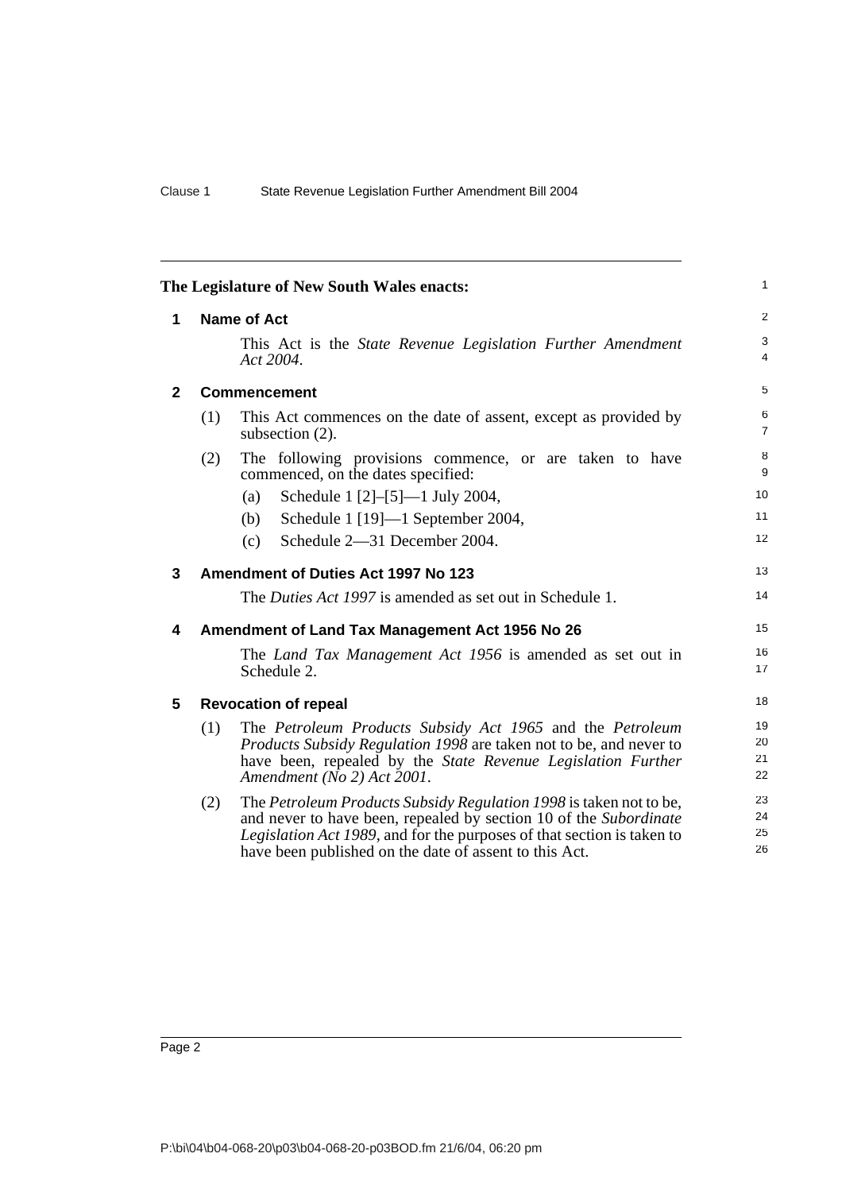The Legislature of New South Wales enacts:

## 1 Name of Act

This Act is the *State Revenue Legislation Further Amendment Act 2004*.

## 2 Commencement

(1) This Act commences on the date of assent, except as provided by subsection (2).

(2) The following provisions commence, or are taken to have commenced, on the dates specified:

(a) Schedule 1 [2]–[5]—1 July 2004,

(b) Schedule 1 [19]—1 September 2004,

(c) Schedule 2—31 December 2004.

## 3 Amendment of Duties Act 1997 No 123

The *Duties Act 1997* is amended as set out in Schedule 1.

## 4 Amendment of Land Tax Management Act 1956 No 26

The *Land Tax Management Act 1956* is amended as set out in Schedule 2.

## 5 Revocation of repeal

(1) The *Petroleum Products Subsidy Act 1965* and the *Petroleum Products Subsidy Regulation 1998* are taken not to be, and never to have been, repealed by the *State Revenue Legislation Further Amendment (No 2) Act 2001*.

(2) The *Petroleum Products Subsidy Regulation 1998* is taken not to be, and never to have been, repealed by section 10 of the *Subordinate Legislation Act 1989*, and for the purposes of that section is taken to have been published on the date of assent to this Act.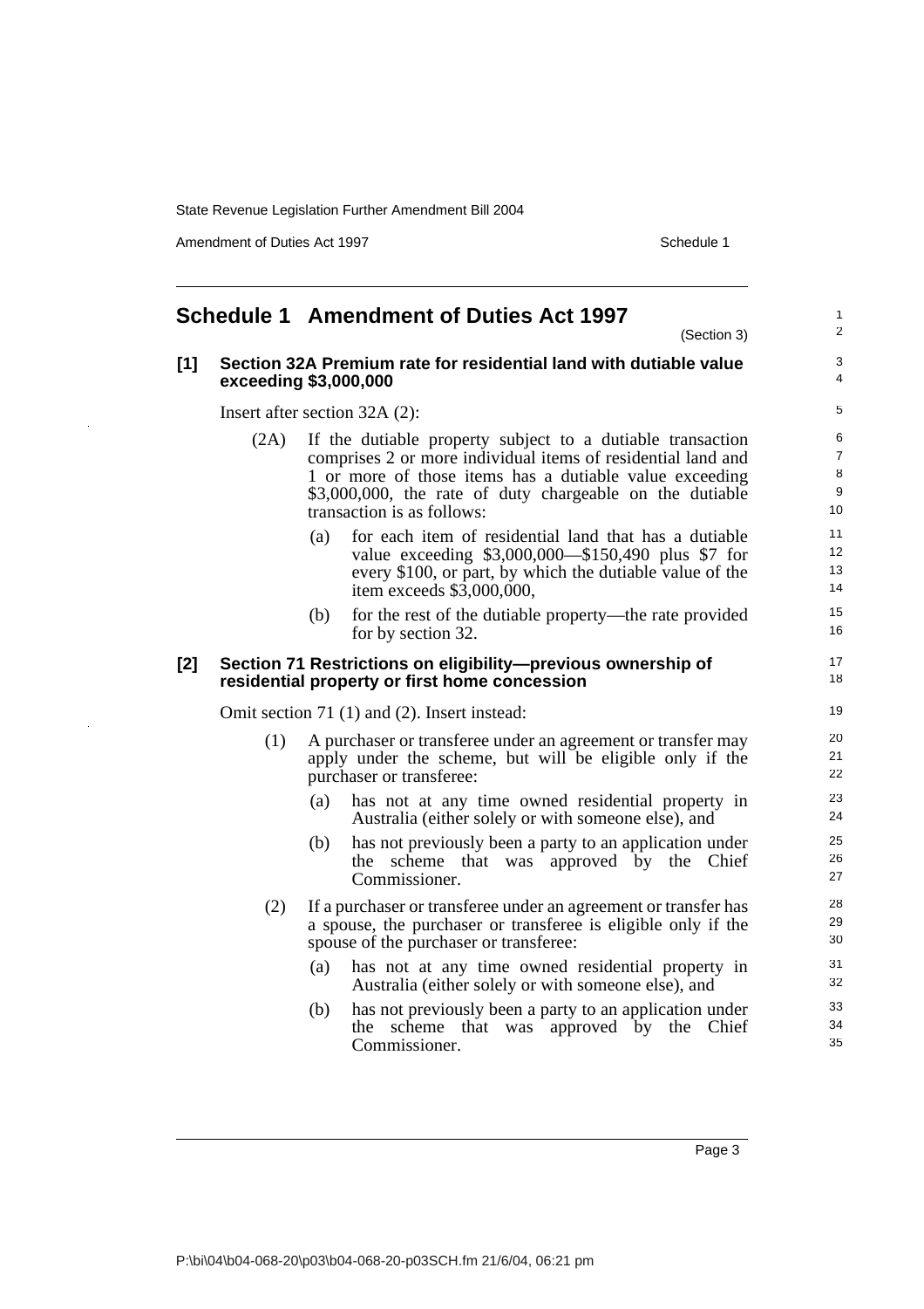# Schedule 1 Amendment of Duties Act 1997

(Section 3)

## [1] Section 32A Premium rate for residential land with dutiable value exceeding $3,000,000

Insert after section 32A (2):

(2A) If the dutiable property subject to a dutiable transaction comprises 2 or more individual items of residential land and 1 or more of those items has a dutiable value exceeding $3,000,000, the rate of duty chargeable on the dutiable transaction is as follows:

(a) for each item of residential land that has a dutiable value exceeding $3,000,000—$150,490 plus $7 for every $100, or part, by which the dutiable value of the item exceeds $3,000,000,

(b) for the rest of the dutiable property—the rate provided for by section 32.

## [2] Section 71 Restrictions on eligibility—previous ownership of residential property or first home concession

Omit section 71 (1) and (2). Insert instead:

(1) A purchaser or transferee under an agreement or transfer may apply under the scheme, but will be eligible only if the purchaser or transferee:

(a) has not at any time owned residential property in Australia (either solely or with someone else), and

(b) has not previously been a party to an application under the scheme that was approved by the Chief Commissioner.

(2) If a purchaser or transferee under an agreement or transfer has a spouse, the purchaser or transferee is eligible only if the spouse of the purchaser or transferee:

(a) has not at any time owned residential property in Australia (either solely or with someone else), and

(b) has not previously been a party to an application under the scheme that was approved by the Chief Commissioner.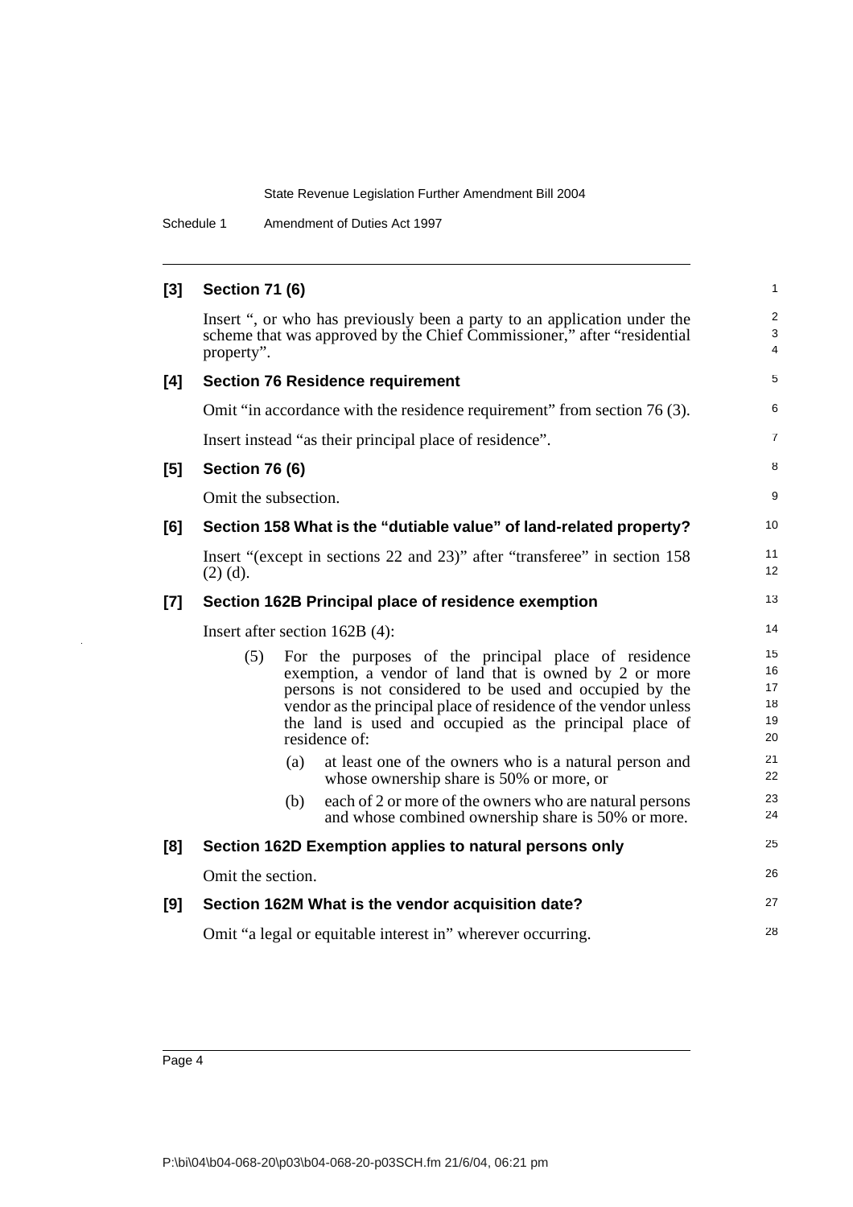**[3] Section 71 (6)**

Insert ", or who has previously been a party to an application under the scheme that was approved by the Chief Commissioner," after "residential property".

**[4] Section 76 Residence requirement**

Omit "in accordance with the residence requirement" from section 76 (3).

Insert instead "as their principal place of residence".

**[5] Section 76 (6)**

Omit the subsection.

**[6] Section 158 What is the "dutiable value" of land-related property?**

Insert "(except in sections 22 and 23)" after "transferee" in section 158 (2) (d).

**[7] Section 162B Principal place of residence exemption**

Insert after section 162B (4):

(5) For the purposes of the principal place of residence exemption, a vendor of land that is owned by 2 or more persons is not considered to be used and occupied by the vendor as the principal place of residence of the vendor unless the land is used and occupied as the principal place of residence of:

(a) at least one of the owners who is a natural person and whose ownership share is 50% or more, or

(b) each of 2 or more of the owners who are natural persons and whose combined ownership share is 50% or more.

**[8] Section 162D Exemption applies to natural persons only**

Omit the section.

**[9] Section 162M What is the vendor acquisition date?**

Omit "a legal or equitable interest in" wherever occurring.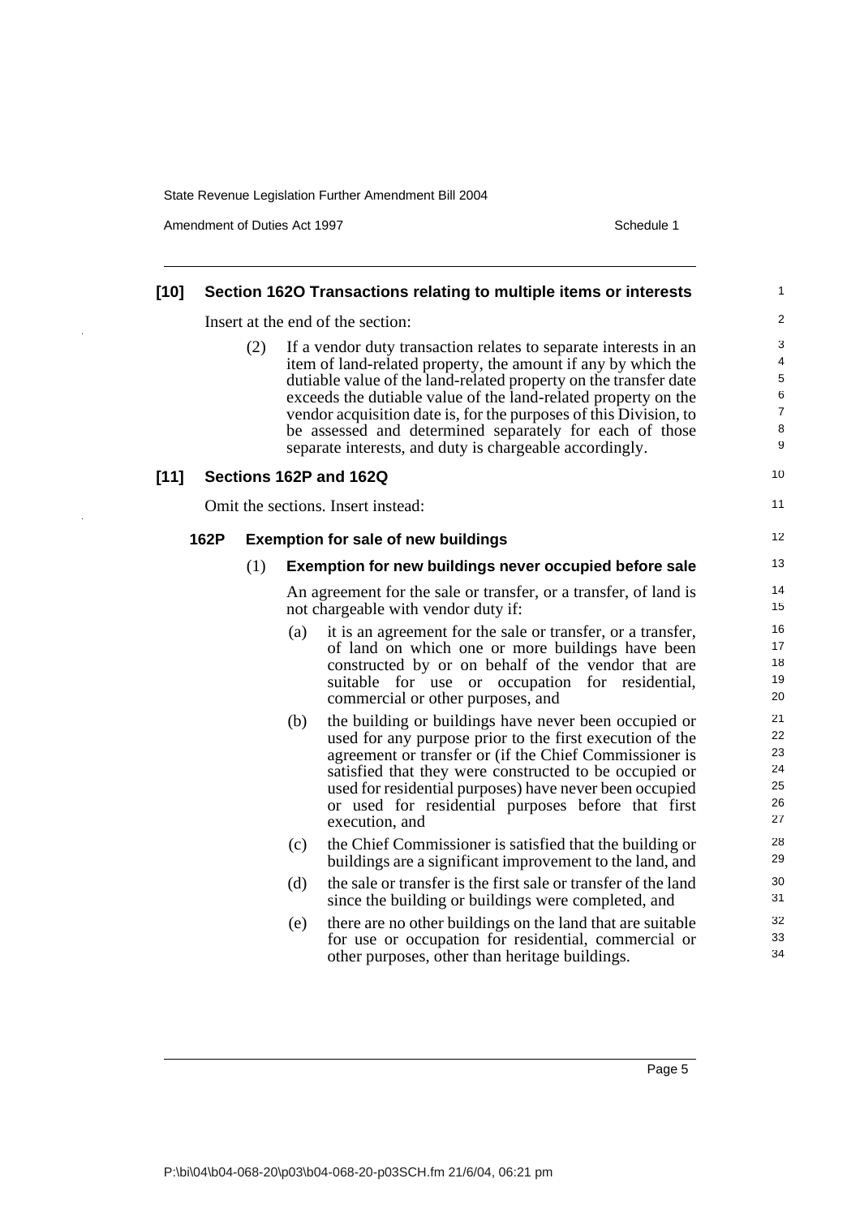### [10] Section 162O Transactions relating to multiple items or interests

Insert at the end of the section:

(2) If a vendor duty transaction relates to separate interests in an item of land-related property, the amount if any by which the dutiable value of the land-related property on the transfer date exceeds the dutiable value of the land-related property on the vendor acquisition date is, for the purposes of this Division, to be assessed and determined separately for each of those separate interests, and duty is chargeable accordingly.

### [11] Sections 162P and 162Q

Omit the sections. Insert instead:

#### 162P Exemption for sale of new buildings

**(1) Exemption for new buildings never occupied before sale**

An agreement for the sale or transfer, or a transfer, of land is not chargeable with vendor duty if:

(a) it is an agreement for the sale or transfer, or a transfer, of land on which one or more buildings have been constructed by or on behalf of the vendor that are suitable for use or occupation for residential, commercial or other purposes, and

(b) the building or buildings have never been occupied or used for any purpose prior to the first execution of the agreement or transfer or (if the Chief Commissioner is satisfied that they were constructed to be occupied or used for residential purposes) have never been occupied or used for residential purposes before that first execution, and

(c) the Chief Commissioner is satisfied that the building or buildings are a significant improvement to the land, and

(d) the sale or transfer is the first sale or transfer of the land since the building or buildings were completed, and

(e) there are no other buildings on the land that are suitable for use or occupation for residential, commercial or other purposes, other than heritage buildings.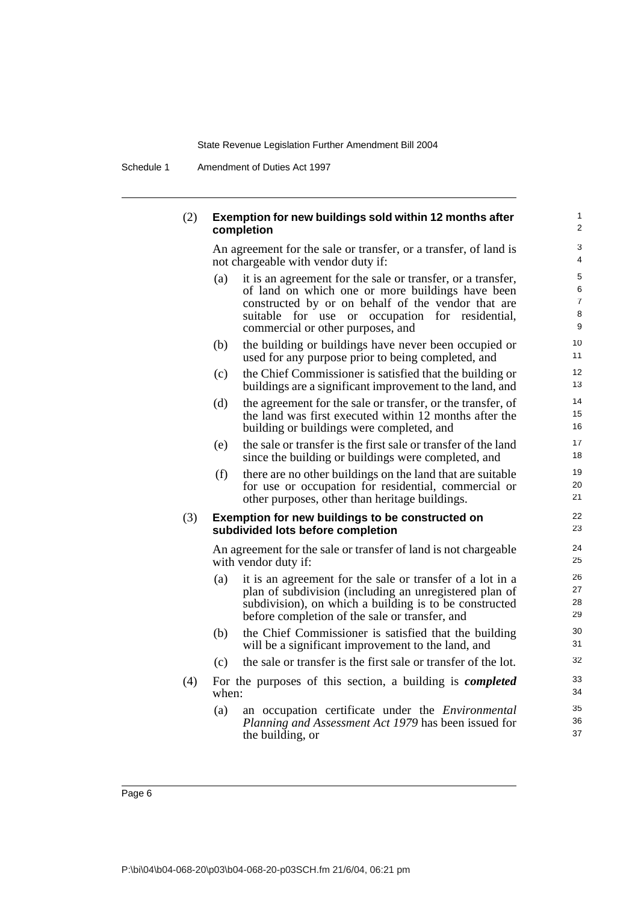(2) **Exemption for new buildings sold within 12 months after completion**

An agreement for the sale or transfer, or a transfer, of land is not chargeable with vendor duty if:

(a) it is an agreement for the sale or transfer, or a transfer, of land on which one or more buildings have been constructed by or on behalf of the vendor that are suitable for use or occupation for residential, commercial or other purposes, and

(b) the building or buildings have never been occupied or used for any purpose prior to being completed, and

(c) the Chief Commissioner is satisfied that the building or buildings are a significant improvement to the land, and

(d) the agreement for the sale or transfer, or the transfer, of the land was first executed within 12 months after the building or buildings were completed, and

(e) the sale or transfer is the first sale or transfer of the land since the building or buildings were completed, and

(f) there are no other buildings on the land that are suitable for use or occupation for residential, commercial or other purposes, other than heritage buildings.

(3) **Exemption for new buildings to be constructed on subdivided lots before completion**

An agreement for the sale or transfer of land is not chargeable with vendor duty if:

(a) it is an agreement for the sale or transfer of a lot in a plan of subdivision (including an unregistered plan of subdivision), on which a building is to be constructed before completion of the sale or transfer, and

(b) the Chief Commissioner is satisfied that the building will be a significant improvement to the land, and

(c) the sale or transfer is the first sale or transfer of the lot.

(4) For the purposes of this section, a building is ***completed*** when:

(a) an occupation certificate under the *Environmental Planning and Assessment Act 1979* has been issued for the building, or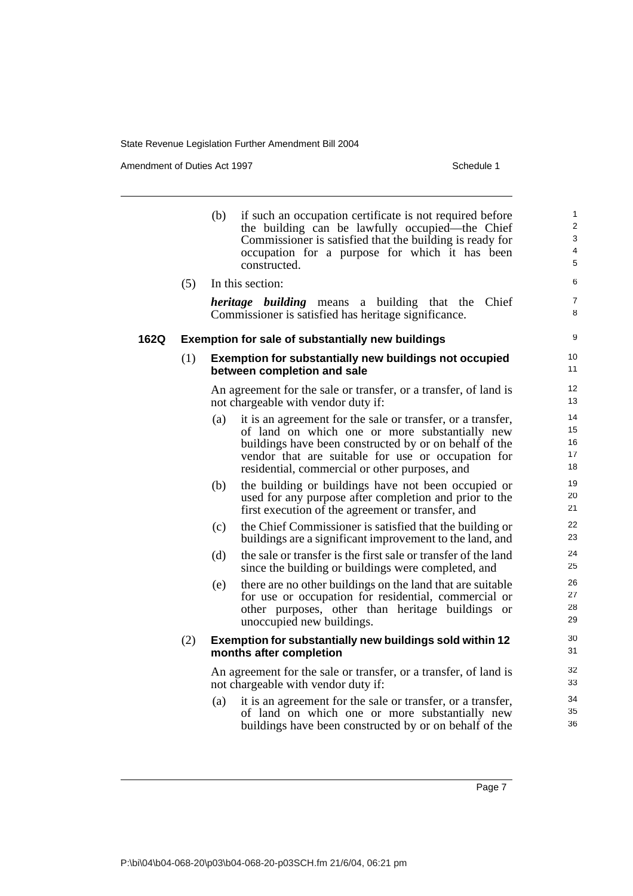(b) if such an occupation certificate is not required before the building can be lawfully occupied—the Chief Commissioner is satisfied that the building is ready for occupation for a purpose for which it has been constructed.

(5) In this section:

***heritage building*** means a building that the Chief Commissioner is satisfied has heritage significance.

**162Q Exemption for sale of substantially new buildings**

(1) **Exemption for substantially new buildings not occupied between completion and sale**

An agreement for the sale or transfer, or a transfer, of land is not chargeable with vendor duty if:

(a) it is an agreement for the sale or transfer, or a transfer, of land on which one or more substantially new buildings have been constructed by or on behalf of the vendor that are suitable for use or occupation for residential, commercial or other purposes, and

(b) the building or buildings have not been occupied or used for any purpose after completion and prior to the first execution of the agreement or transfer, and

(c) the Chief Commissioner is satisfied that the building or buildings are a significant improvement to the land, and

(d) the sale or transfer is the first sale or transfer of the land since the building or buildings were completed, and

(e) there are no other buildings on the land that are suitable for use or occupation for residential, commercial or other purposes, other than heritage buildings or unoccupied new buildings.

(2) **Exemption for substantially new buildings sold within 12 months after completion**

An agreement for the sale or transfer, or a transfer, of land is not chargeable with vendor duty if:

(a) it is an agreement for the sale or transfer, or a transfer, of land on which one or more substantially new buildings have been constructed by or on behalf of the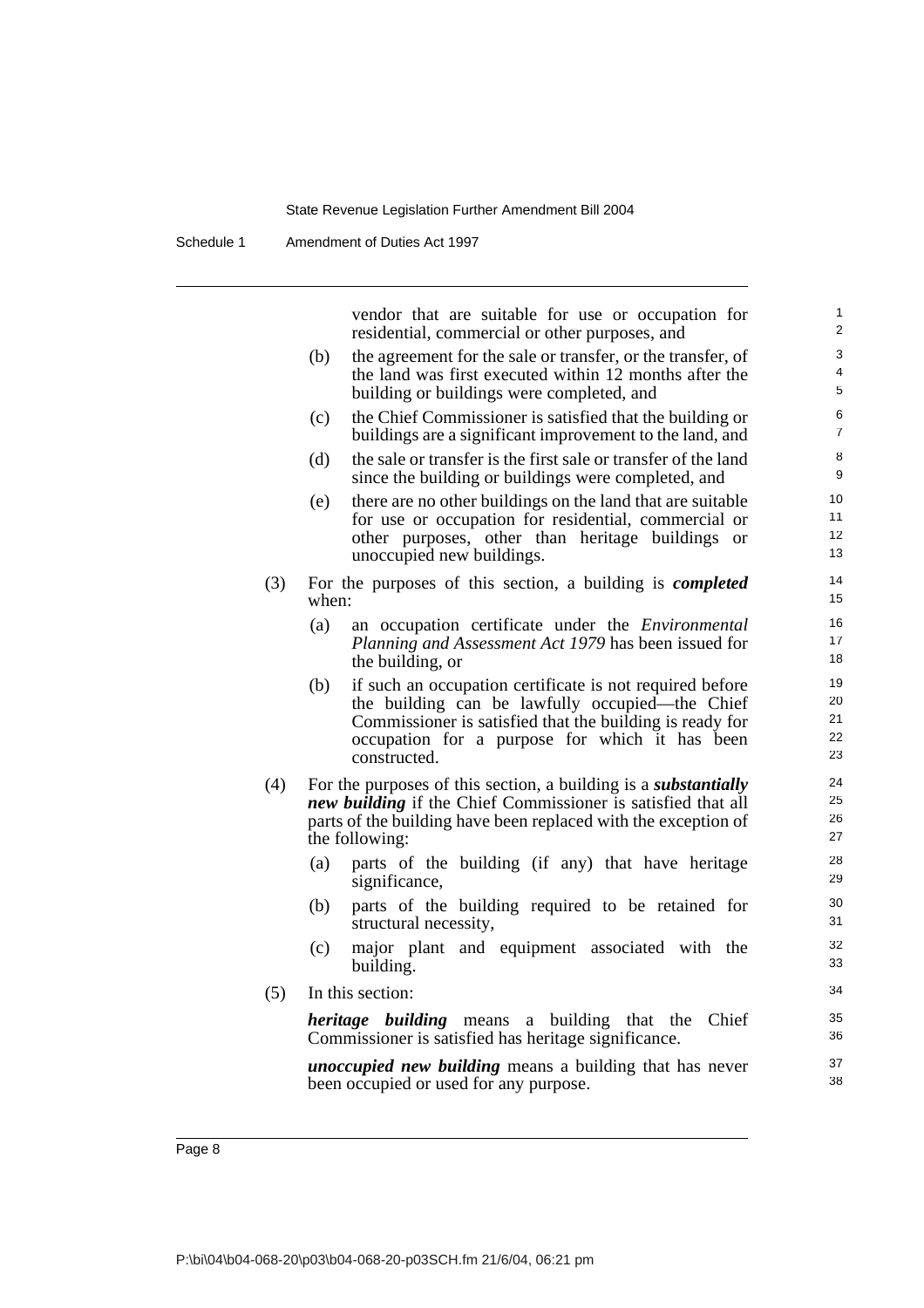vendor that are suitable for use or occupation for residential, commercial or other purposes, and

(b) the agreement for the sale or transfer, or the transfer, of the land was first executed within 12 months after the building or buildings were completed, and

(c) the Chief Commissioner is satisfied that the building or buildings are a significant improvement to the land, and

(d) the sale or transfer is the first sale or transfer of the land since the building or buildings were completed, and

(e) there are no other buildings on the land that are suitable for use or occupation for residential, commercial or other purposes, other than heritage buildings or unoccupied new buildings.

(3) For the purposes of this section, a building is ***completed*** when:

(a) an occupation certificate under the *Environmental Planning and Assessment Act 1979* has been issued for the building, or

(b) if such an occupation certificate is not required before the building can be lawfully occupied—the Chief Commissioner is satisfied that the building is ready for occupation for a purpose for which it has been constructed.

(4) For the purposes of this section, a building is a ***substantially new building*** if the Chief Commissioner is satisfied that all parts of the building have been replaced with the exception of the following:

(a) parts of the building (if any) that have heritage significance,

(b) parts of the building required to be retained for structural necessity,

(c) major plant and equipment associated with the building.

(5) In this section:

***heritage building*** means a building that the Chief Commissioner is satisfied has heritage significance.

***unoccupied new building*** means a building that has never been occupied or used for any purpose.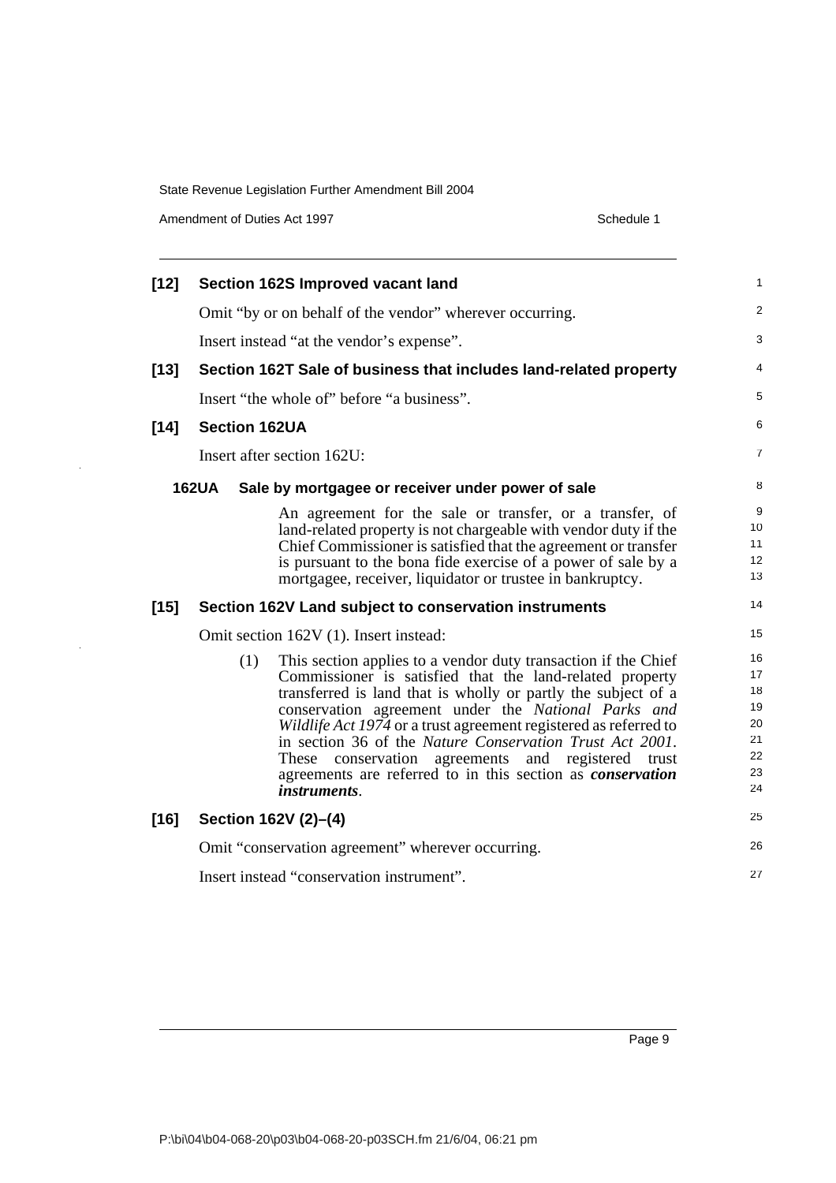**[12] Section 162S Improved vacant land**

Omit "by or on behalf of the vendor" wherever occurring.

Insert instead "at the vendor's expense".

**[13] Section 162T Sale of business that includes land-related property**

Insert "the whole of" before "a business".

**[14] Section 162UA**

Insert after section 162U:

**162UA Sale by mortgagee or receiver under power of sale**

An agreement for the sale or transfer, or a transfer, of land-related property is not chargeable with vendor duty if the Chief Commissioner is satisfied that the agreement or transfer is pursuant to the bona fide exercise of a power of sale by a mortgagee, receiver, liquidator or trustee in bankruptcy.

**[15] Section 162V Land subject to conservation instruments**

Omit section 162V (1). Insert instead:

(1) This section applies to a vendor duty transaction if the Chief Commissioner is satisfied that the land-related property transferred is land that is wholly or partly the subject of a conservation agreement under the *National Parks and Wildlife Act 1974* or a trust agreement registered as referred to in section 36 of the *Nature Conservation Trust Act 2001*. These conservation agreements and registered trust agreements are referred to in this section as ***conservation instruments***.

**[16] Section 162V (2)–(4)**

Omit "conservation agreement" wherever occurring.

Insert instead "conservation instrument".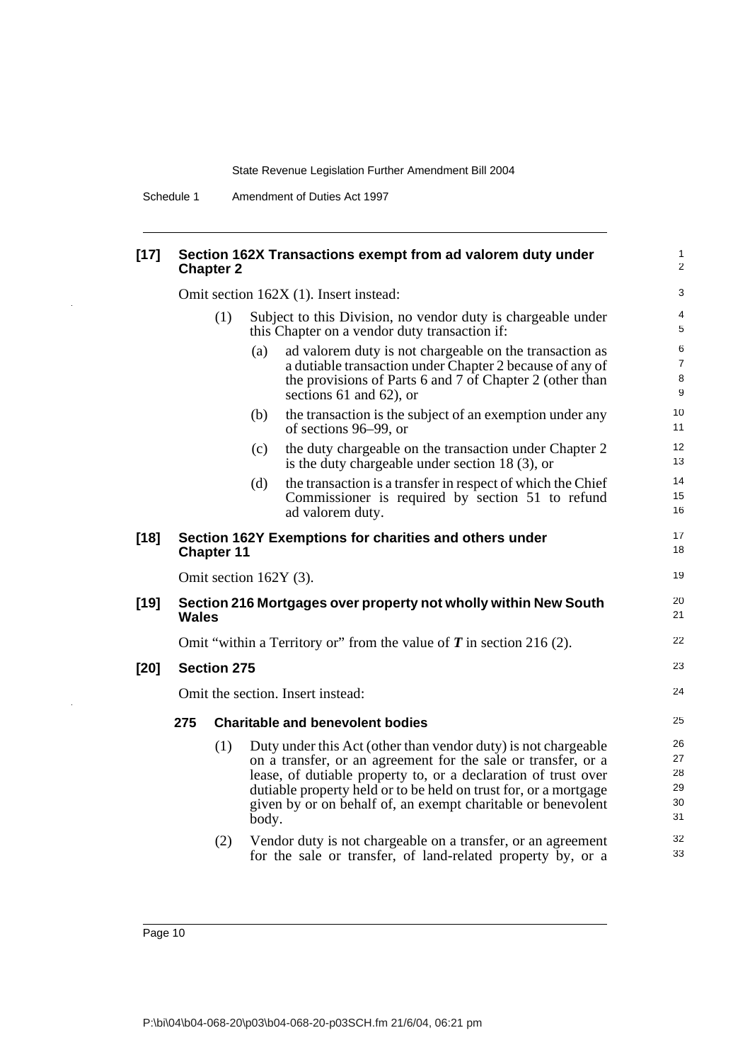### [17] Section 162X Transactions exempt from ad valorem duty under Chapter 2

Omit section 162X (1). Insert instead:

(1) Subject to this Division, no vendor duty is chargeable under this Chapter on a vendor duty transaction if:

(a) ad valorem duty is not chargeable on the transaction as a dutiable transaction under Chapter 2 because of any of the provisions of Parts 6 and 7 of Chapter 2 (other than sections 61 and 62), or

(b) the transaction is the subject of an exemption under any of sections 96–99, or

(c) the duty chargeable on the transaction under Chapter 2 is the duty chargeable under section 18 (3), or

(d) the transaction is a transfer in respect of which the Chief Commissioner is required by section 51 to refund ad valorem duty.

### [18] Section 162Y Exemptions for charities and others under Chapter 11

Omit section 162Y (3).

### [19] Section 216 Mortgages over property not wholly within New South Wales

Omit "within a Territory or" from the value of ***T*** in section 216 (2).

### [20] Section 275

Omit the section. Insert instead:

#### 275 Charitable and benevolent bodies

(1) Duty under this Act (other than vendor duty) is not chargeable on a transfer, or an agreement for the sale or transfer, or a lease, of dutiable property to, or a declaration of trust over dutiable property held or to be held on trust for, or a mortgage given by or on behalf of, an exempt charitable or benevolent body.

(2) Vendor duty is not chargeable on a transfer, or an agreement for the sale or transfer, of land-related property by, or a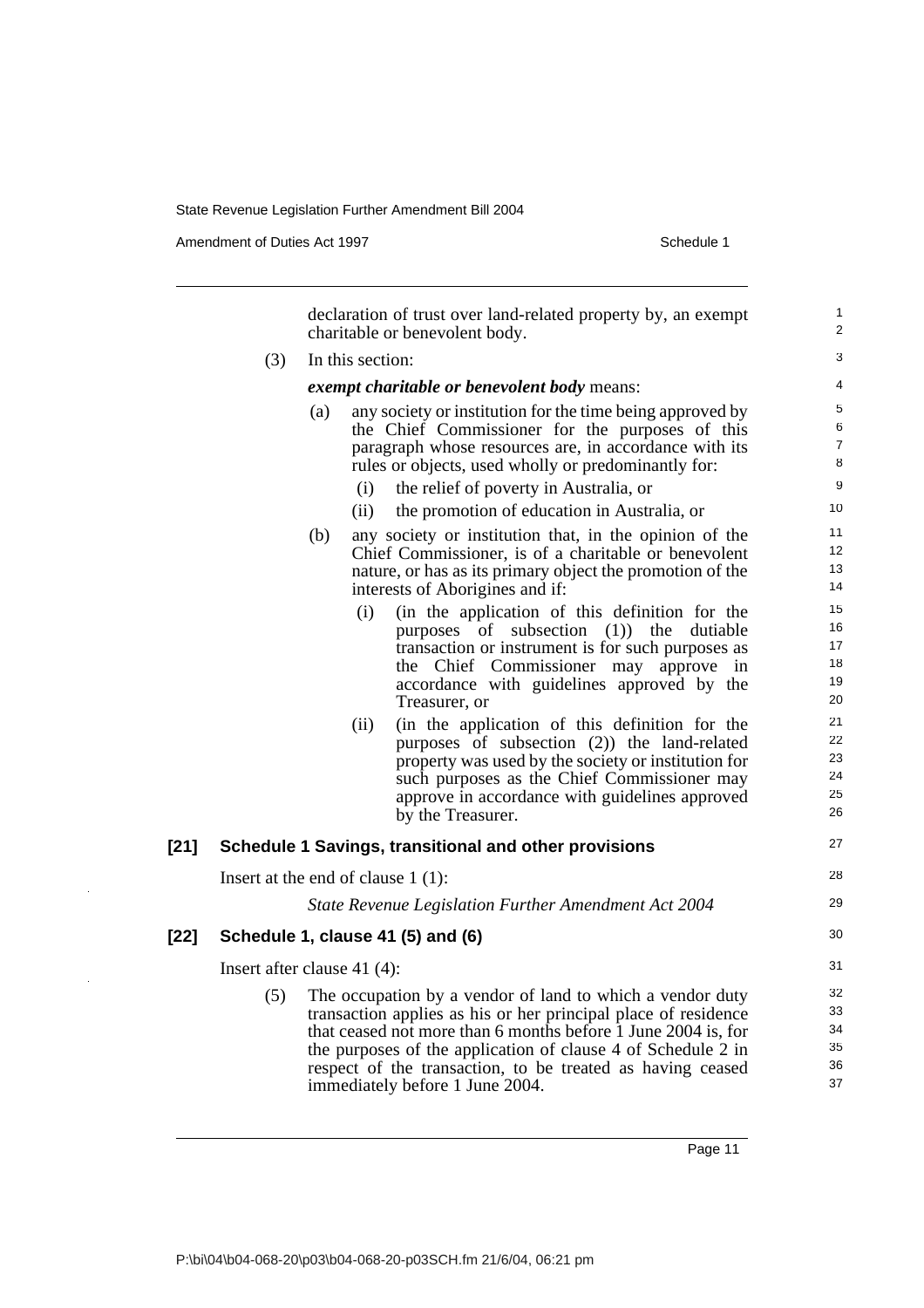declaration of trust over land-related property by, an exempt charitable or benevolent body.

(3) In this section:

***exempt charitable or benevolent body*** means:

(a) any society or institution for the time being approved by the Chief Commissioner for the purposes of this paragraph whose resources are, in accordance with its rules or objects, used wholly or predominantly for:

(i) the relief of poverty in Australia, or

(ii) the promotion of education in Australia, or

(b) any society or institution that, in the opinion of the Chief Commissioner, is of a charitable or benevolent nature, or has as its primary object the promotion of the interests of Aborigines and if:

(i) (in the application of this definition for the purposes of subsection (1)) the dutiable transaction or instrument is for such purposes as the Chief Commissioner may approve in accordance with guidelines approved by the Treasurer, or

(ii) (in the application of this definition for the purposes of subsection (2)) the land-related property was used by the society or institution for such purposes as the Chief Commissioner may approve in accordance with guidelines approved by the Treasurer.

**[21] Schedule 1 Savings, transitional and other provisions**

Insert at the end of clause 1 (1):

*State Revenue Legislation Further Amendment Act 2004*

**[22] Schedule 1, clause 41 (5) and (6)**

Insert after clause 41 (4):

(5) The occupation by a vendor of land to which a vendor duty transaction applies as his or her principal place of residence that ceased not more than 6 months before 1 June 2004 is, for the purposes of the application of clause 4 of Schedule 2 in respect of the transaction, to be treated as having ceased immediately before 1 June 2004.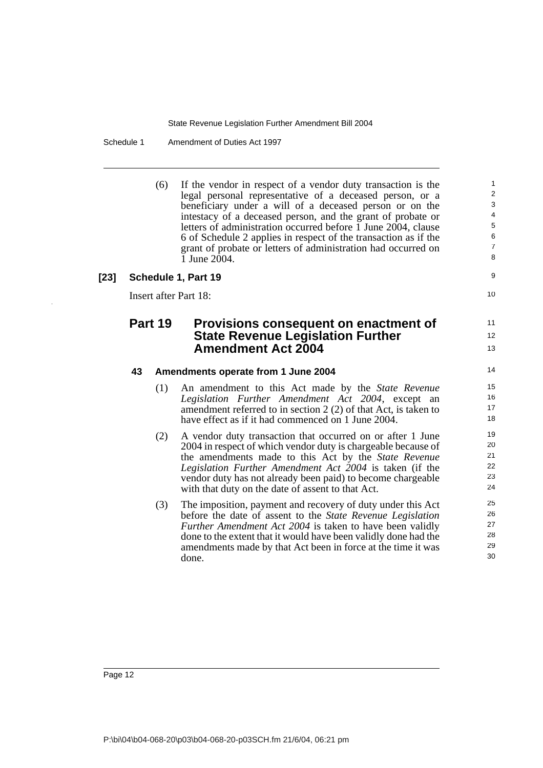(6) If the vendor in respect of a vendor duty transaction is the legal personal representative of a deceased person, or a beneficiary under a will of a deceased person or on the intestacy of a deceased person, and the grant of probate or letters of administration occurred before 1 June 2004, clause 6 of Schedule 2 applies in respect of the transaction as if the grant of probate or letters of administration had occurred on 1 June 2004.

**[23] Schedule 1, Part 19**

Insert after Part 18:

## Part 19 Provisions consequent on enactment of State Revenue Legislation Further Amendment Act 2004

### 43 Amendments operate from 1 June 2004

(1) An amendment to this Act made by the *State Revenue Legislation Further Amendment Act 2004*, except an amendment referred to in section 2 (2) of that Act, is taken to have effect as if it had commenced on 1 June 2004.

(2) A vendor duty transaction that occurred on or after 1 June 2004 in respect of which vendor duty is chargeable because of the amendments made to this Act by the *State Revenue Legislation Further Amendment Act 2004* is taken (if the vendor duty has not already been paid) to become chargeable with that duty on the date of assent to that Act.

(3) The imposition, payment and recovery of duty under this Act before the date of assent to the *State Revenue Legislation Further Amendment Act 2004* is taken to have been validly done to the extent that it would have been validly done had the amendments made by that Act been in force at the time it was done.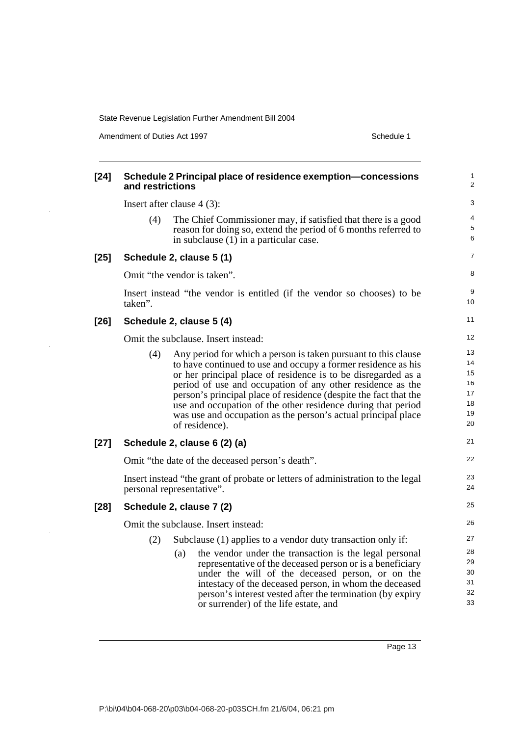**[24] Schedule 2 Principal place of residence exemption—concessions and restrictions**

Insert after clause 4 (3):

(4) The Chief Commissioner may, if satisfied that there is a good reason for doing so, extend the period of 6 months referred to in subclause (1) in a particular case.

**[25] Schedule 2, clause 5 (1)**

Omit "the vendor is taken".

Insert instead "the vendor is entitled (if the vendor so chooses) to be taken".

**[26] Schedule 2, clause 5 (4)**

Omit the subclause. Insert instead:

(4) Any period for which a person is taken pursuant to this clause to have continued to use and occupy a former residence as his or her principal place of residence is to be disregarded as a period of use and occupation of any other residence as the person's principal place of residence (despite the fact that the use and occupation of the other residence during that period was use and occupation as the person's actual principal place of residence).

**[27] Schedule 2, clause 6 (2) (a)**

Omit "the date of the deceased person's death".

Insert instead "the grant of probate or letters of administration to the legal personal representative".

**[28] Schedule 2, clause 7 (2)**

Omit the subclause. Insert instead:

(2) Subclause (1) applies to a vendor duty transaction only if:

(a) the vendor under the transaction is the legal personal representative of the deceased person or is a beneficiary under the will of the deceased person, or on the intestacy of the deceased person, in whom the deceased person's interest vested after the termination (by expiry or surrender) of the life estate, and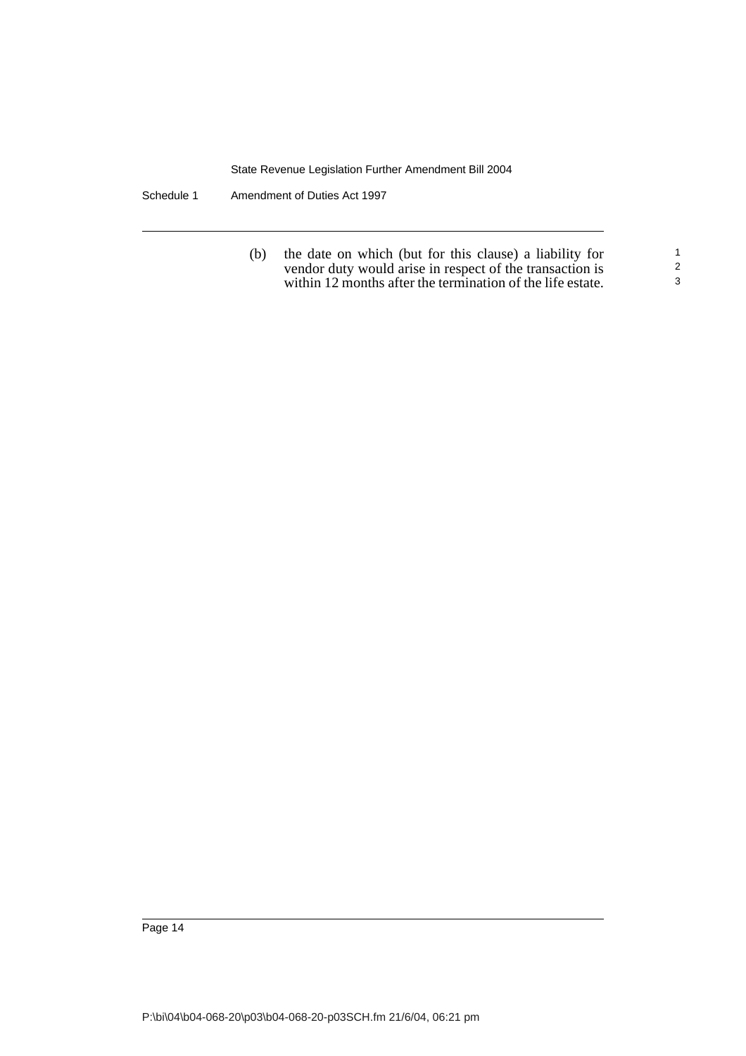(b) the date on which (but for this clause) a liability for vendor duty would arise in respect of the transaction is within 12 months after the termination of the life estate.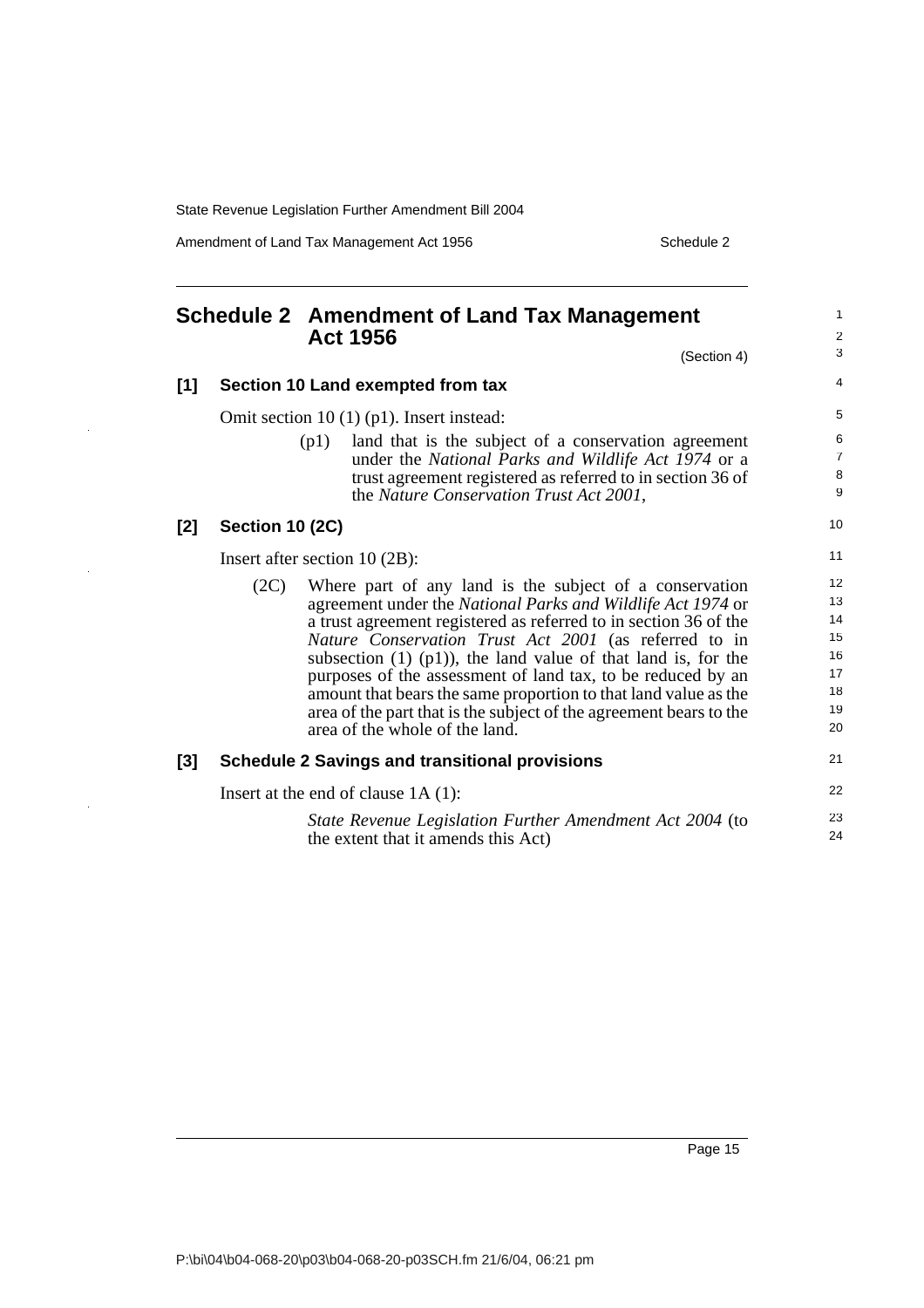## Schedule 2 Amendment of Land Tax Management Act 1956

(Section 4)

### [1] Section 10 Land exempted from tax

Omit section 10 (1) (p1). Insert instead:

(p1) land that is the subject of a conservation agreement under the *National Parks and Wildlife Act 1974* or a trust agreement registered as referred to in section 36 of the *Nature Conservation Trust Act 2001*,

### [2] Section 10 (2C)

Insert after section 10 (2B):

(2C) Where part of any land is the subject of a conservation agreement under the *National Parks and Wildlife Act 1974* or a trust agreement registered as referred to in section 36 of the *Nature Conservation Trust Act 2001* (as referred to in subsection (1) (p1)), the land value of that land is, for the purposes of the assessment of land tax, to be reduced by an amount that bears the same proportion to that land value as the area of the part that is the subject of the agreement bears to the area of the whole of the land.

### [3] Schedule 2 Savings and transitional provisions

Insert at the end of clause 1A (1):

*State Revenue Legislation Further Amendment Act 2004* (to the extent that it amends this Act)